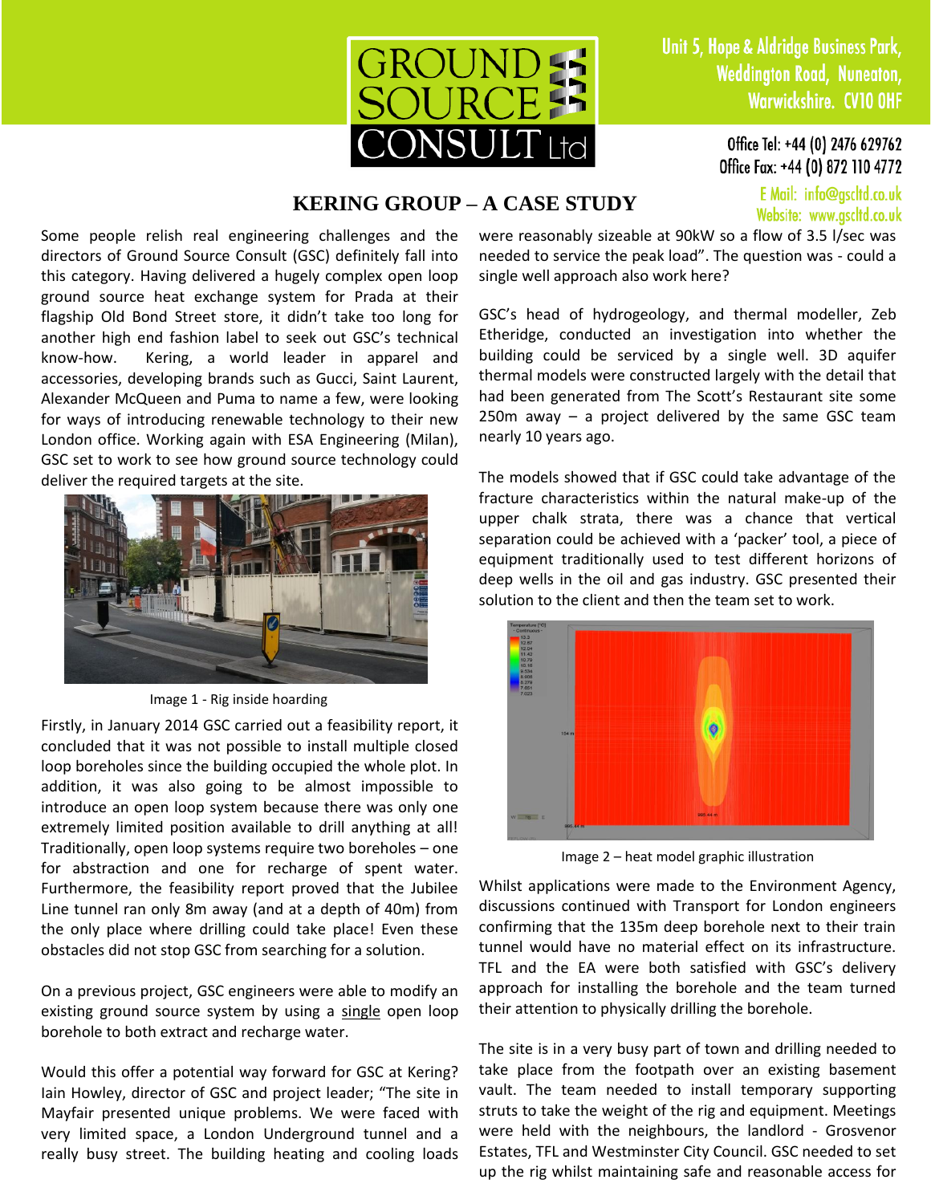GROUND SOURCE CONSULT Ltd

Unit 5, Hope & Aldridge Business Park, Weddington Road, Nuneaton, Warwickshire. CV10 0HF

Office Tel: +44 (0) 2476 629762
Office Fax: +44 (0) 872 110 4772
E Mail: info@gscltd.co.uk
Website: www.gscltd.co.uk

# KERING GROUP – A CASE STUDY

Some people relish real engineering challenges and the directors of Ground Source Consult (GSC) definitely fall into this category. Having delivered a hugely complex open loop ground source heat exchange system for Prada at their flagship Old Bond Street store, it didn't take too long for another high end fashion label to seek out GSC's technical know-how. Kering, a world leader in apparel and accessories, developing brands such as Gucci, Saint Laurent, Alexander McQueen and Puma to name a few, were looking for ways of introducing renewable technology to their new London office. Working again with ESA Engineering (Milan), GSC set to work to see how ground source technology could deliver the required targets at the site.

Image 1 - Rig inside hoarding

Firstly, in January 2014 GSC carried out a feasibility report, it concluded that it was not possible to install multiple closed loop boreholes since the building occupied the whole plot. In addition, it was also going to be almost impossible to introduce an open loop system because there was only one extremely limited position available to drill anything at all! Traditionally, open loop systems require two boreholes – one for abstraction and one for recharge of spent water. Furthermore, the feasibility report proved that the Jubilee Line tunnel ran only 8m away (and at a depth of 40m) from the only place where drilling could take place! Even these obstacles did not stop GSC from searching for a solution.

On a previous project, GSC engineers were able to modify an existing ground source system by using a <u>single</u> open loop borehole to both extract and recharge water.

Would this offer a potential way forward for GSC at Kering? Iain Howley, director of GSC and project leader; "The site in Mayfair presented unique problems. We were faced with very limited space, a London Underground tunnel and a really busy street. The building heating and cooling loads were reasonably sizeable at 90kW so a flow of 3.5 l/sec was needed to service the peak load". The question was - could a single well approach also work here?

GSC's head of hydrogeology, and thermal modeller, Zeb Etheridge, conducted an investigation into whether the building could be serviced by a single well. 3D aquifer thermal models were constructed largely with the detail that had been generated from The Scott's Restaurant site some 250m away – a project delivered by the same GSC team nearly 10 years ago.

The models showed that if GSC could take advantage of the fracture characteristics within the natural make-up of the upper chalk strata, there was a chance that vertical separation could be achieved with a 'packer' tool, a piece of equipment traditionally used to test different horizons of deep wells in the oil and gas industry. GSC presented their solution to the client and then the team set to work.

Image 2 – heat model graphic illustration

Whilst applications were made to the Environment Agency, discussions continued with Transport for London engineers confirming that the 135m deep borehole next to their train tunnel would have no material effect on its infrastructure. TFL and the EA were both satisfied with GSC's delivery approach for installing the borehole and the team turned their attention to physically drilling the borehole.

The site is in a very busy part of town and drilling needed to take place from the footpath over an existing basement vault. The team needed to install temporary supporting struts to take the weight of the rig and equipment. Meetings were held with the neighbours, the landlord - Grosvenor Estates, TFL and Westminster City Council. GSC needed to set up the rig whilst maintaining safe and reasonable access for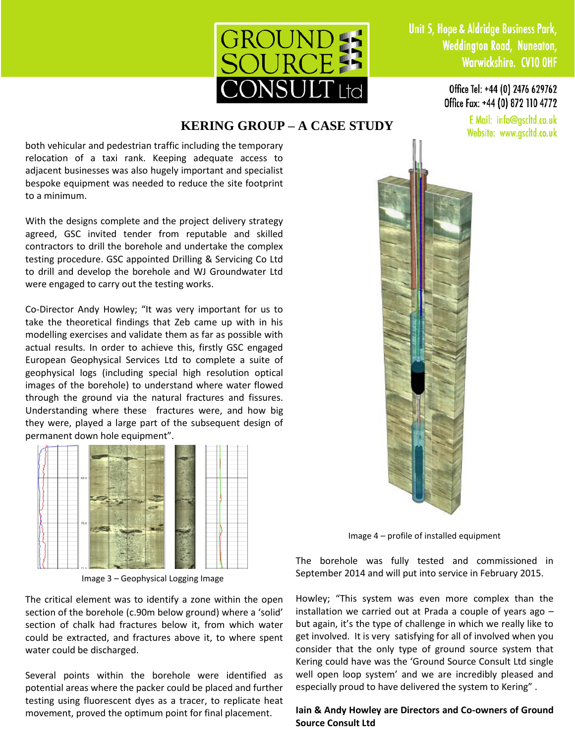# KERING GROUP – A CASE STUDY

both vehicular and pedestrian traffic including the temporary relocation of a taxi rank. Keeping adequate access to adjacent businesses was also hugely important and specialist bespoke equipment was needed to reduce the site footprint to a minimum.

With the designs complete and the project delivery strategy agreed, GSC invited tender from reputable and skilled contractors to drill the borehole and undertake the complex testing procedure. GSC appointed Drilling & Servicing Co Ltd to drill and develop the borehole and WJ Groundwater Ltd were engaged to carry out the testing works.

Co-Director Andy Howley; "It was very important for us to take the theoretical findings that Zeb came up with in his modelling exercises and validate them as far as possible with actual results. In order to achieve this, firstly GSC engaged European Geophysical Services Ltd to complete a suite of geophysical logs (including special high resolution optical images of the borehole) to understand where water flowed through the ground via the natural fractures and fissures. Understanding where these fractures were, and how big they were, played a large part of the subsequent design of permanent down hole equipment".

Image 3 – Geophysical Logging Image

The critical element was to identify a zone within the open section of the borehole (c.90m below ground) where a 'solid' section of chalk had fractures below it, from which water could be extracted, and fractures above it, to where spent water could be discharged.

Several points within the borehole were identified as potential areas where the packer could be placed and further testing using fluorescent dyes as a tracer, to replicate heat movement, proved the optimum point for final placement.

Image 4 – profile of installed equipment

The borehole was fully tested and commissioned in September 2014 and will put into service in February 2015.

Howley; "This system was even more complex than the installation we carried out at Prada a couple of years ago – but again, it's the type of challenge in which we really like to get involved. It is very satisfying for all of involved when you consider that the only type of ground source system that Kering could have was the 'Ground Source Consult Ltd single well open loop system' and we are incredibly pleased and especially proud to have delivered the system to Kering".

**Iain & Andy Howley are Directors and Co-owners of Ground Source Consult Ltd**